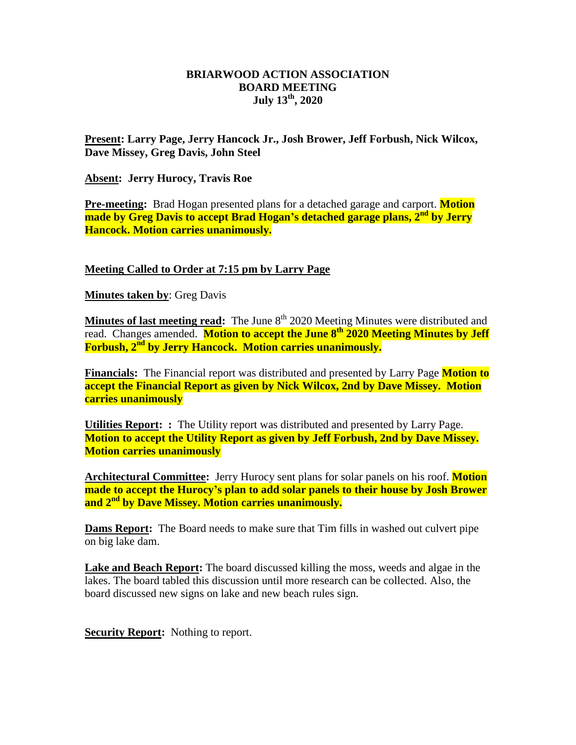**BRIARWOOD ACTION ASSOCIATION**
**BOARD MEETING**
**July 13th, 2020**

**Present: Larry Page, Jerry Hancock Jr., Josh Brower, Jeff Forbush, Nick Wilcox, Dave Missey, Greg Davis, John Steel**

**Absent: Jerry Hurocy, Travis Roe**

**Pre-meeting:** Brad Hogan presented plans for a detached garage and carport. **Motion made by Greg Davis to accept Brad Hogan's detached garage plans, 2nd by Jerry Hancock. Motion carries unanimously.**

**Meeting Called to Order at 7:15 pm by Larry Page**

**Minutes taken by**: Greg Davis

**Minutes of last meeting read:** The June 8th 2020 Meeting Minutes were distributed and read. Changes amended. **Motion to accept the June 8th 2020 Meeting Minutes by Jeff Forbush, 2nd by Jerry Hancock. Motion carries unanimously.**

**Financials:** The Financial report was distributed and presented by Larry Page **Motion to accept the Financial Report as given by Nick Wilcox, 2nd by Dave Missey. Motion carries unanimously**

**Utilities Report: :** The Utility report was distributed and presented by Larry Page. **Motion to accept the Utility Report as given by Jeff Forbush, 2nd by Dave Missey. Motion carries unanimously**

**Architectural Committee:** Jerry Hurocy sent plans for solar panels on his roof. **Motion made to accept the Hurocy's plan to add solar panels to their house by Josh Brower and 2nd by Dave Missey. Motion carries unanimously.**

**Dams Report:** The Board needs to make sure that Tim fills in washed out culvert pipe on big lake dam.

**Lake and Beach Report:** The board discussed killing the moss, weeds and algae in the lakes. The board tabled this discussion until more research can be collected. Also, the board discussed new signs on lake and new beach rules sign.

**Security Report:** Nothing to report.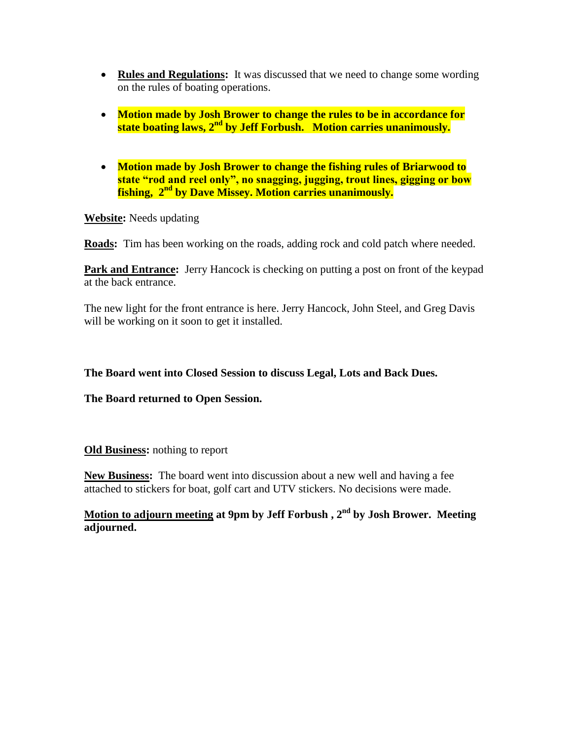- **Rules and Regulations:** It was discussed that we need to change some wording on the rules of boating operations.

- **Motion made by Josh Brower to change the rules to be in accordance for state boating laws, 2nd by Jeff Forbush. Motion carries unanimously.**

- **Motion made by Josh Brower to change the fishing rules of Briarwood to state "rod and reel only", no snagging, jugging, trout lines, gigging or bow fishing, 2nd by Dave Missey. Motion carries unanimously.**

**Website:** Needs updating

**Roads:** Tim has been working on the roads, adding rock and cold patch where needed.

**Park and Entrance:** Jerry Hancock is checking on putting a post on front of the keypad at the back entrance.

The new light for the front entrance is here. Jerry Hancock, John Steel, and Greg Davis will be working on it soon to get it installed.

**The Board went into Closed Session to discuss Legal, Lots and Back Dues.**

**The Board returned to Open Session.**

**Old Business:** nothing to report

**New Business:** The board went into discussion about a new well and having a fee attached to stickers for boat, golf cart and UTV stickers. No decisions were made.

**Motion to adjourn meeting at 9pm by Jeff Forbush , 2nd by Josh Brower. Meeting adjourned.**